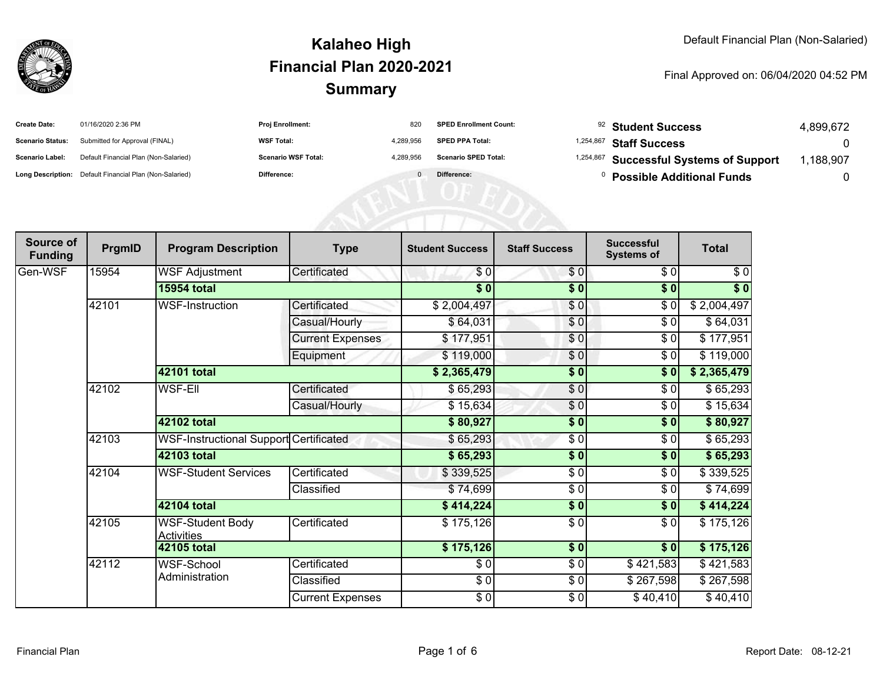# Kalaheo High
## Financial Plan 2020-2021
## Summary

Default Financial Plan (Non-Salaried)

Final Approved on: 06/04/2020 04:52 PM

| | | | | | | | |
|---|---|---|---|---|---|---|---|
| **Create Date:** | 01/16/2020 2:36 PM | **Proj Enrollment:** | 820 | **SPED Enrollment Count:** | 92 | **Student Success** | 4,899,672 |
| **Scenario Status:** | Submitted for Approval (FINAL) | **WSF Total:** | 4,289,956 | **SPED PPA Total:** | 1,254,867 | **Staff Success** | 0 |
| **Scenario Label:** | Default Financial Plan (Non-Salaried) | **Scenario WSF Total:** | 4,289,956 | **Scenario SPED Total:** | 1,254,867 | **Successful Systems of Support** | 1,188,907 |
| **Long Description:** | Default Financial Plan (Non-Salaried) | **Difference:** | 0 | **Difference:** | 0 | **Possible Additional Funds** | 0 |

| Source of Funding | PrgmID | Program Description | Type | Student Success | Staff Success | Successful Systems of | Total |
|---|---|---|---|---|---|---|---|
| Gen-WSF | 15954 | WSF Adjustment | Certificated | $ 0 | $ 0 | $ 0 | $ 0 |
| | | **15954 total** | | **$ 0** | **$ 0** | **$ 0** | **$ 0** |
| | 42101 | WSF-Instruction | Certificated | $ 2,004,497 | $ 0 | $ 0 | $ 2,004,497 |
| | | | Casual/Hourly | $ 64,031 | $ 0 | $ 0 | $ 64,031 |
| | | | Current Expenses | $ 177,951 | $ 0 | $ 0 | $ 177,951 |
| | | | Equipment | $ 119,000 | $ 0 | $ 0 | $ 119,000 |
| | | **42101 total** | | **$ 2,365,479** | **$ 0** | **$ 0** | **$ 2,365,479** |
| | 42102 | WSF-Ell | Certificated | $ 65,293 | $ 0 | $ 0 | $ 65,293 |
| | | | Casual/Hourly | $ 15,634 | $ 0 | $ 0 | $ 15,634 |
| | | **42102 total** | | **$ 80,927** | **$ 0** | **$ 0** | **$ 80,927** |
| | 42103 | WSF-Instructional Support | Certificated | $ 65,293 | $ 0 | $ 0 | $ 65,293 |
| | | **42103 total** | | **$ 65,293** | **$ 0** | **$ 0** | **$ 65,293** |
| | 42104 | WSF-Student Services | Certificated | $ 339,525 | $ 0 | $ 0 | $ 339,525 |
| | | | Classified | $ 74,699 | $ 0 | $ 0 | $ 74,699 |
| | | **42104 total** | | **$ 414,224** | **$ 0** | **$ 0** | **$ 414,224** |
| | 42105 | WSF-Student Body Activities | Certificated | $ 175,126 | $ 0 | $ 0 | $ 175,126 |
| | | **42105 total** | | **$ 175,126** | **$ 0** | **$ 0** | **$ 175,126** |
| | 42112 | WSF-School Administration | Certificated | $ 0 | $ 0 | $ 421,583 | $ 421,583 |
| | | | Classified | $ 0 | $ 0 | $ 267,598 | $ 267,598 |
| | | | Current Expenses | $ 0 | $ 0 | $ 40,410 | $ 40,410 |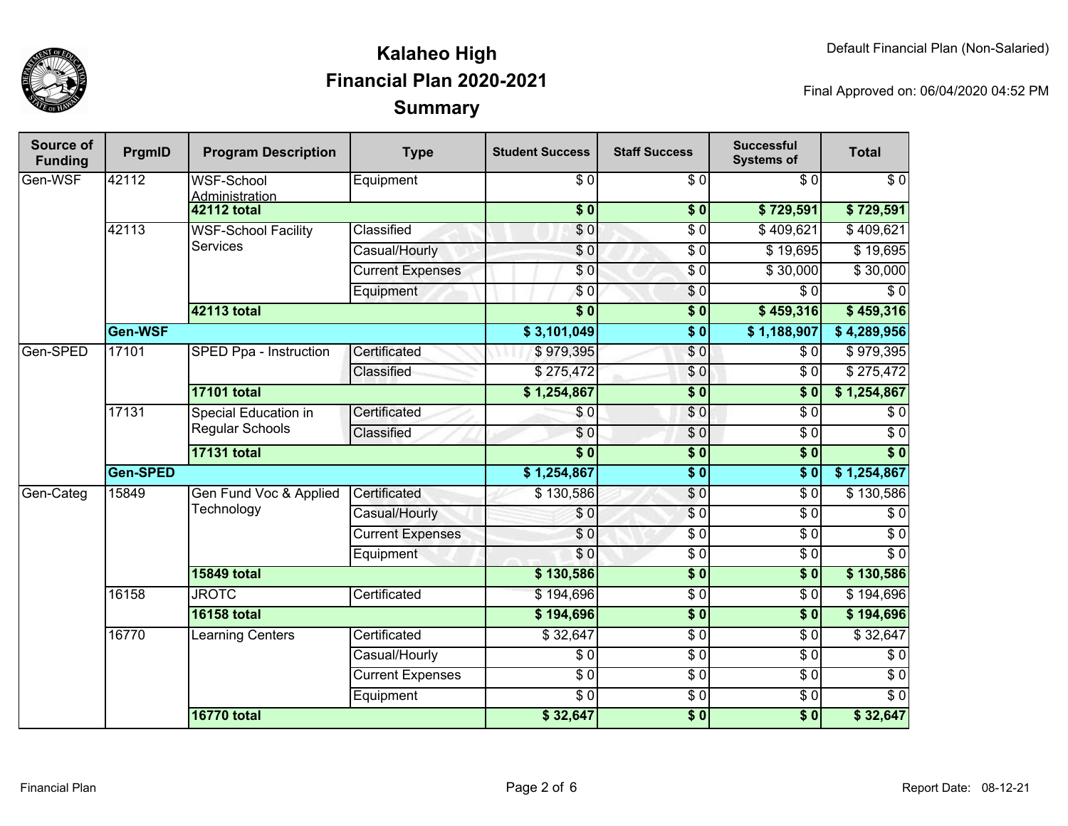# Kalaheo High
## Financial Plan 2020-2021
## Summary

Default Financial Plan (Non-Salaried)

Final Approved on: 06/04/2020 04:52 PM

| Source of Funding | PrgmID | Program Description | Type | Student Success | Staff Success | Successful Systems of | Total |
|---|---|---|---|---|---|---|---|
| Gen-WSF | 42112 | WSF-School Administration | Equipment | $ 0 | $ 0 | $ 0 | $ 0 |
| | | **42112 total** | | **$ 0** | **$ 0** | **$ 729,591** | **$ 729,591** |
| | 42113 | WSF-School Facility Services | Classified | $ 0 | $ 0 | $ 409,621 | $ 409,621 |
| | | | Casual/Hourly | $ 0 | $ 0 | $ 19,695 | $ 19,695 |
| | | | Current Expenses | $ 0 | $ 0 | $ 30,000 | $ 30,000 |
| | | | Equipment | $ 0 | $ 0 | $ 0 | $ 0 |
| | | **42113 total** | | **$ 0** | **$ 0** | **$ 459,316** | **$ 459,316** |
| | **Gen-WSF** | | | **$ 3,101,049** | **$ 0** | **$ 1,188,907** | **$ 4,289,956** |
| Gen-SPED | 17101 | SPED Ppa - Instruction | Certificated | $ 979,395 | $ 0 | $ 0 | $ 979,395 |
| | | | Classified | $ 275,472 | $ 0 | $ 0 | $ 275,472 |
| | | **17101 total** | | **$ 1,254,867** | **$ 0** | **$ 0** | **$ 1,254,867** |
| | 17131 | Special Education in Regular Schools | Certificated | $ 0 | $ 0 | $ 0 | $ 0 |
| | | | Classified | $ 0 | $ 0 | $ 0 | $ 0 |
| | | **17131 total** | | **$ 0** | **$ 0** | **$ 0** | **$ 0** |
| | **Gen-SPED** | | | **$ 1,254,867** | **$ 0** | **$ 0** | **$ 1,254,867** |
| Gen-Categ | 15849 | Gen Fund Voc & Applied Technology | Certificated | $ 130,586 | $ 0 | $ 0 | $ 130,586 |
| | | | Casual/Hourly | $ 0 | $ 0 | $ 0 | $ 0 |
| | | | Current Expenses | $ 0 | $ 0 | $ 0 | $ 0 |
| | | | Equipment | $ 0 | $ 0 | $ 0 | $ 0 |
| | | **15849 total** | | **$ 130,586** | **$ 0** | **$ 0** | **$ 130,586** |
| | 16158 | JROTC | Certificated | $ 194,696 | $ 0 | $ 0 | $ 194,696 |
| | | **16158 total** | | **$ 194,696** | **$ 0** | **$ 0** | **$ 194,696** |
| | 16770 | Learning Centers | Certificated | $ 32,647 | $ 0 | $ 0 | $ 32,647 |
| | | | Casual/Hourly | $ 0 | $ 0 | $ 0 | $ 0 |
| | | | Current Expenses | $ 0 | $ 0 | $ 0 | $ 0 |
| | | | Equipment | $ 0 | $ 0 | $ 0 | $ 0 |
| | | **16770 total** | | **$ 32,647** | **$ 0** | **$ 0** | **$ 32,647** |

Financial Plan

Report Date: 08-12-21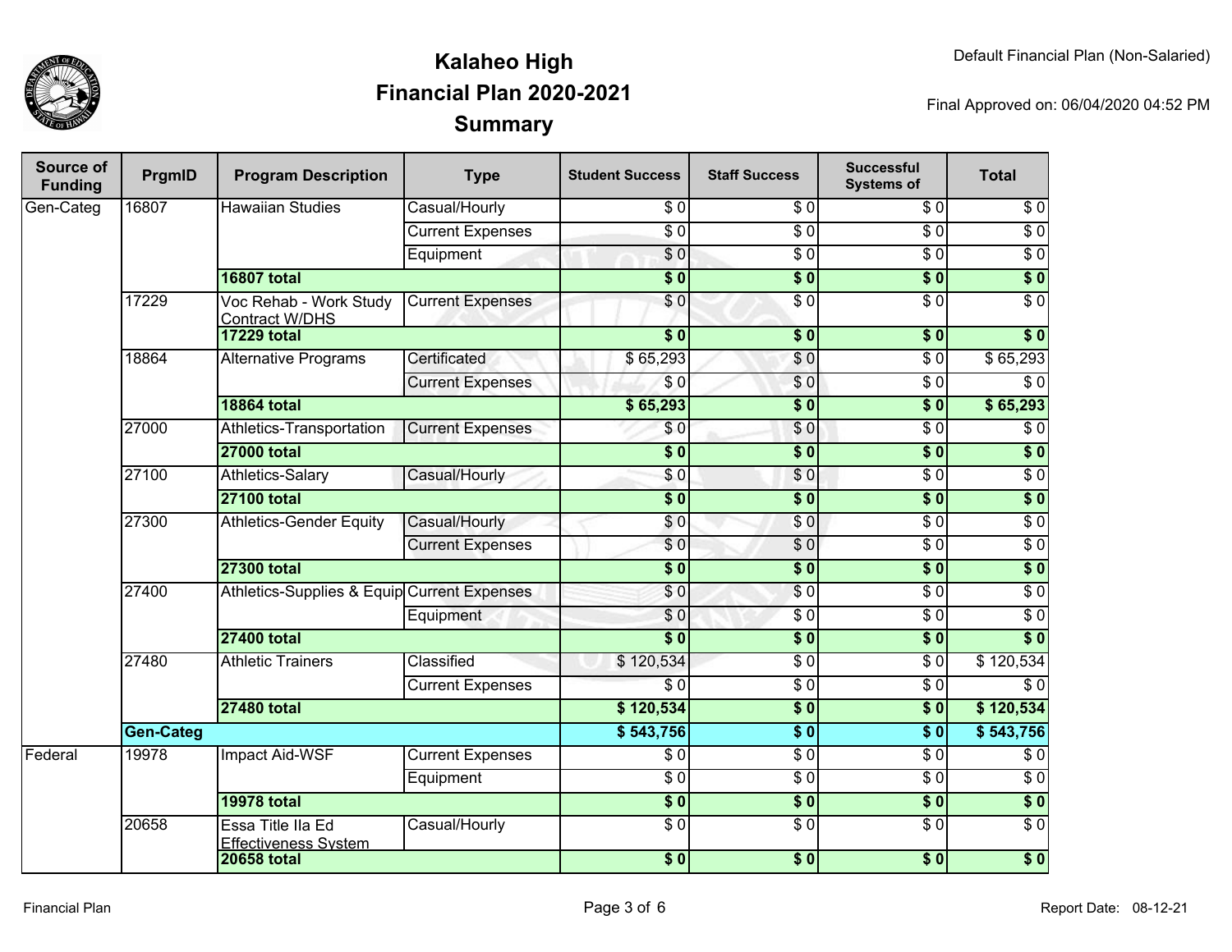# Kalaheo High
## Financial Plan 2020-2021
## Summary

Default Financial Plan (Non-Salaried)

Final Approved on: 06/04/2020 04:52 PM

| Source of Funding | PrgmID | Program Description | Type | Student Success | Staff Success | Successful Systems of | Total |
|---|---|---|---|---|---|---|---|
| Gen-Categ | 16807 | Hawaiian Studies | Casual/Hourly | $ 0 | $ 0 | $ 0 | $ 0 |
| | | | Current Expenses | $ 0 | $ 0 | $ 0 | $ 0 |
| | | | Equipment | $ 0 | $ 0 | $ 0 | $ 0 |
| | | **16807 total** | | **$ 0** | **$ 0** | **$ 0** | **$ 0** |
| | 17229 | Voc Rehab - Work Study Contract W/DHS | Current Expenses | $ 0 | $ 0 | $ 0 | $ 0 |
| | | **17229 total** | | **$ 0** | **$ 0** | **$ 0** | **$ 0** |
| | 18864 | Alternative Programs | Certificated | $ 65,293 | $ 0 | $ 0 | $ 65,293 |
| | | | Current Expenses | $ 0 | $ 0 | $ 0 | $ 0 |
| | | **18864 total** | | **$ 65,293** | **$ 0** | **$ 0** | **$ 65,293** |
| | 27000 | Athletics-Transportation | Current Expenses | $ 0 | $ 0 | $ 0 | $ 0 |
| | | **27000 total** | | **$ 0** | **$ 0** | **$ 0** | **$ 0** |
| | 27100 | Athletics-Salary | Casual/Hourly | $ 0 | $ 0 | $ 0 | $ 0 |
| | | **27100 total** | | **$ 0** | **$ 0** | **$ 0** | **$ 0** |
| | 27300 | Athletics-Gender Equity | Casual/Hourly | $ 0 | $ 0 | $ 0 | $ 0 |
| | | | Current Expenses | $ 0 | $ 0 | $ 0 | $ 0 |
| | | **27300 total** | | **$ 0** | **$ 0** | **$ 0** | **$ 0** |
| | 27400 | Athletics-Supplies & Equip | Current Expenses | $ 0 | $ 0 | $ 0 | $ 0 |
| | | | Equipment | $ 0 | $ 0 | $ 0 | $ 0 |
| | | **27400 total** | | **$ 0** | **$ 0** | **$ 0** | **$ 0** |
| | 27480 | Athletic Trainers | Classified | $ 120,534 | $ 0 | $ 0 | $ 120,534 |
| | | | Current Expenses | $ 0 | $ 0 | $ 0 | $ 0 |
| | | **27480 total** | | **$ 120,534** | **$ 0** | **$ 0** | **$ 120,534** |
| | **Gen-Categ** | | | **$ 543,756** | **$ 0** | **$ 0** | **$ 543,756** |
| Federal | 19978 | Impact Aid-WSF | Current Expenses | $ 0 | $ 0 | $ 0 | $ 0 |
| | | | Equipment | $ 0 | $ 0 | $ 0 | $ 0 |
| | | **19978 total** | | **$ 0** | **$ 0** | **$ 0** | **$ 0** |
| | 20658 | Essa Title IIa Ed Effectiveness System | Casual/Hourly | $ 0 | $ 0 | $ 0 | $ 0 |
| | | **20658 total** | | **$ 0** | **$ 0** | **$ 0** | **$ 0** |

Report Date: 08-12-21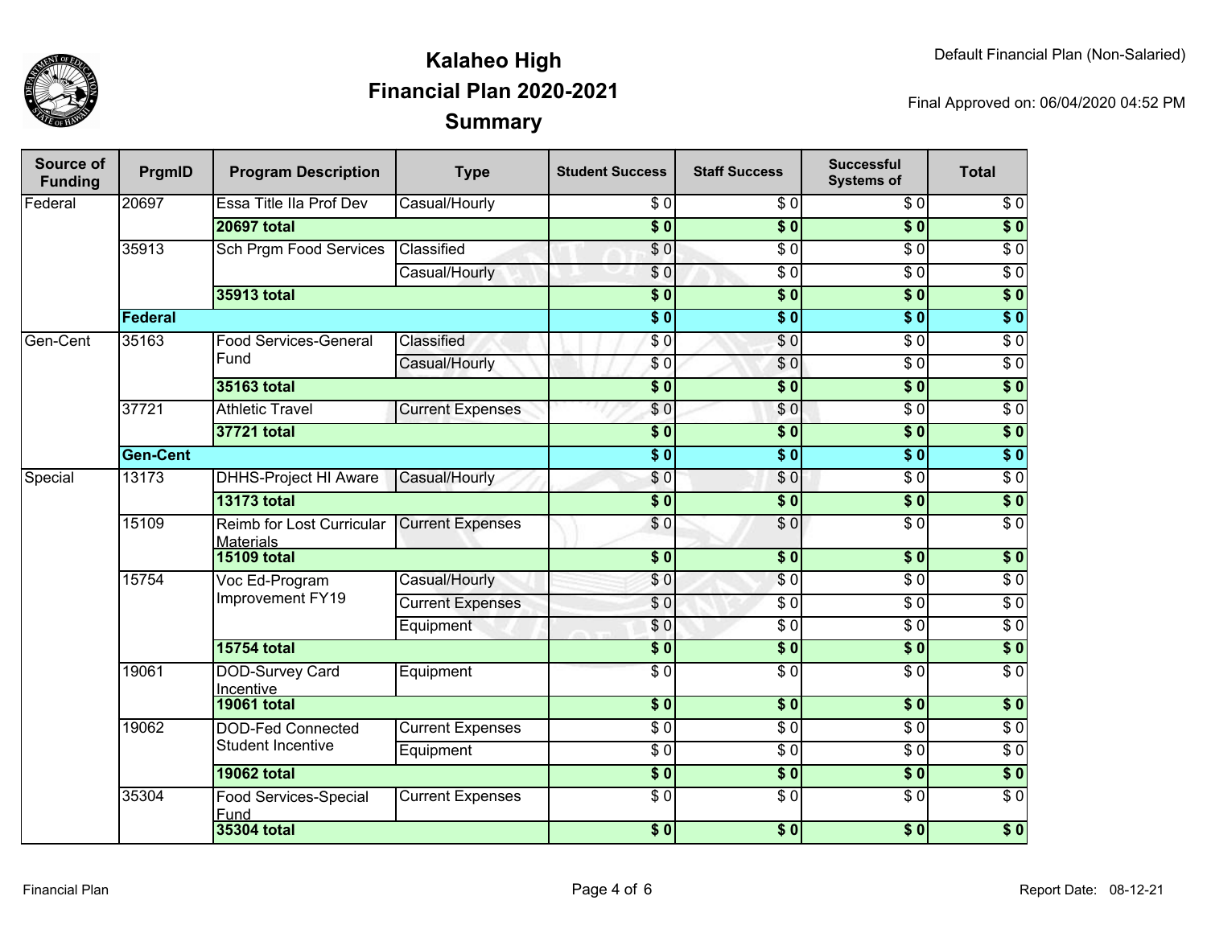# Kalaheo High
## Financial Plan 2020-2021
### Summary

Default Financial Plan (Non-Salaried)

Final Approved on: 06/04/2020 04:52 PM

| Source of Funding | PrgmID | Program Description | Type | Student Success | Staff Success | Successful Systems of | Total |
|---|---|---|---|---|---|---|---|
| Federal | 20697 | Essa Title IIa Prof Dev | Casual/Hourly | $ 0 | $ 0 | $ 0 | $ 0 |
| | | **20697 total** | | **$ 0** | **$ 0** | **$ 0** | **$ 0** |
| | 35913 | Sch Prgm Food Services | Classified | $ 0 | $ 0 | $ 0 | $ 0 |
| | | | Casual/Hourly | $ 0 | $ 0 | $ 0 | $ 0 |
| | | **35913 total** | | **$ 0** | **$ 0** | **$ 0** | **$ 0** |
| | **Federal** | | | **$ 0** | **$ 0** | **$ 0** | **$ 0** |
| Gen-Cent | 35163 | Food Services-General Fund | Classified | $ 0 | $ 0 | $ 0 | $ 0 |
| | | | Casual/Hourly | $ 0 | $ 0 | $ 0 | $ 0 |
| | | **35163 total** | | **$ 0** | **$ 0** | **$ 0** | **$ 0** |
| | 37721 | Athletic Travel | Current Expenses | $ 0 | $ 0 | $ 0 | $ 0 |
| | | **37721 total** | | **$ 0** | **$ 0** | **$ 0** | **$ 0** |
| | **Gen-Cent** | | | **$ 0** | **$ 0** | **$ 0** | **$ 0** |
| Special | 13173 | DHHS-Project HI Aware | Casual/Hourly | $ 0 | $ 0 | $ 0 | $ 0 |
| | | **13173 total** | | **$ 0** | **$ 0** | **$ 0** | **$ 0** |
| | 15109 | Reimb for Lost Curricular Materials | Current Expenses | $ 0 | $ 0 | $ 0 | $ 0 |
| | | **15109 total** | | **$ 0** | **$ 0** | **$ 0** | **$ 0** |
| | 15754 | Voc Ed-Program Improvement FY19 | Casual/Hourly | $ 0 | $ 0 | $ 0 | $ 0 |
| | | | Current Expenses | $ 0 | $ 0 | $ 0 | $ 0 |
| | | | Equipment | $ 0 | $ 0 | $ 0 | $ 0 |
| | | **15754 total** | | **$ 0** | **$ 0** | **$ 0** | **$ 0** |
| | 19061 | DOD-Survey Card Incentive | Equipment | $ 0 | $ 0 | $ 0 | $ 0 |
| | | **19061 total** | | **$ 0** | **$ 0** | **$ 0** | **$ 0** |
| | 19062 | DOD-Fed Connected Student Incentive | Current Expenses | $ 0 | $ 0 | $ 0 | $ 0 |
| | | | Equipment | $ 0 | $ 0 | $ 0 | $ 0 |
| | | **19062 total** | | **$ 0** | **$ 0** | **$ 0** | **$ 0** |
| | 35304 | Food Services-Special Fund | Current Expenses | $ 0 | $ 0 | $ 0 | $ 0 |
| | | **35304 total** | | **$ 0** | **$ 0** | **$ 0** | **$ 0** |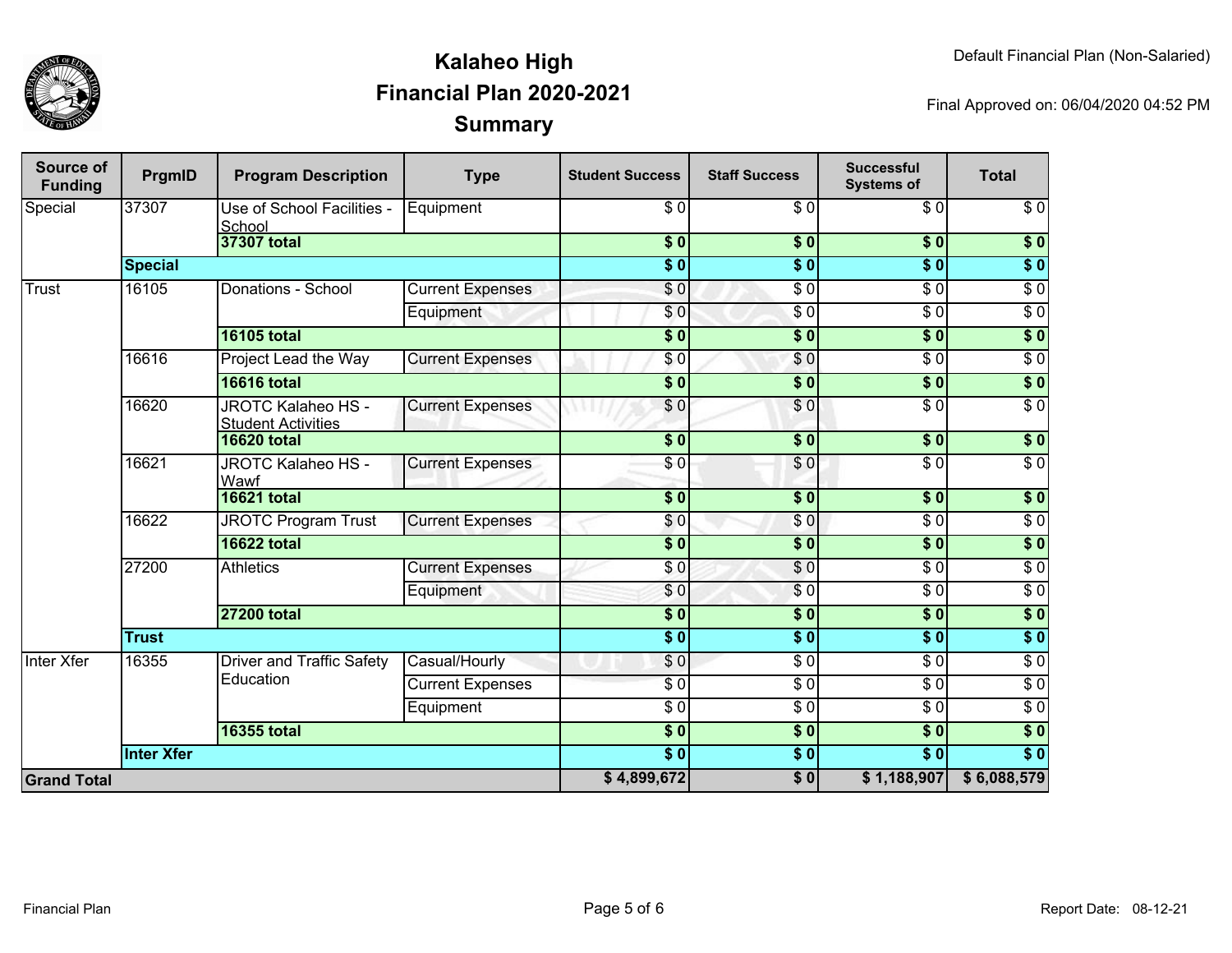# Kalaheo High
# Financial Plan 2020-2021
# Summary

Default Financial Plan (Non-Salaried)

Final Approved on: 06/04/2020 04:52 PM

| Source of Funding | PrgmID | Program Description | Type | Student Success | Staff Success | Successful Systems of | Total |
|---|---|---|---|---|---|---|---|
| Special | 37307 | Use of School Facilities - School | Equipment | $ 0 | $ 0 | $ 0 | $ 0 |
| | | **37307 total** | | **$ 0** | **$ 0** | **$ 0** | **$ 0** |
| | **Special** | | | **$ 0** | **$ 0** | **$ 0** | **$ 0** |
| Trust | 16105 | Donations - School | Current Expenses | $ 0 | $ 0 | $ 0 | $ 0 |
| | | | Equipment | $ 0 | $ 0 | $ 0 | $ 0 |
| | | **16105 total** | | **$ 0** | **$ 0** | **$ 0** | **$ 0** |
| | 16616 | Project Lead the Way | Current Expenses | $ 0 | $ 0 | $ 0 | $ 0 |
| | | **16616 total** | | **$ 0** | **$ 0** | **$ 0** | **$ 0** |
| | 16620 | JROTC Kalaheo HS - Student Activities | Current Expenses | $ 0 | $ 0 | $ 0 | $ 0 |
| | | **16620 total** | | **$ 0** | **$ 0** | **$ 0** | **$ 0** |
| | 16621 | JROTC Kalaheo HS - Wawf | Current Expenses | $ 0 | $ 0 | $ 0 | $ 0 |
| | | **16621 total** | | **$ 0** | **$ 0** | **$ 0** | **$ 0** |
| | 16622 | JROTC Program Trust | Current Expenses | $ 0 | $ 0 | $ 0 | $ 0 |
| | | **16622 total** | | **$ 0** | **$ 0** | **$ 0** | **$ 0** |
| | 27200 | Athletics | Current Expenses | $ 0 | $ 0 | $ 0 | $ 0 |
| | | | Equipment | $ 0 | $ 0 | $ 0 | $ 0 |
| | | **27200 total** | | **$ 0** | **$ 0** | **$ 0** | **$ 0** |
| | **Trust** | | | **$ 0** | **$ 0** | **$ 0** | **$ 0** |
| Inter Xfer | 16355 | Driver and Traffic Safety Education | Casual/Hourly | $ 0 | $ 0 | $ 0 | $ 0 |
| | | | Current Expenses | $ 0 | $ 0 | $ 0 | $ 0 |
| | | | Equipment | $ 0 | $ 0 | $ 0 | $ 0 |
| | | **16355 total** | | **$ 0** | **$ 0** | **$ 0** | **$ 0** |
| | **Inter Xfer** | | | **$ 0** | **$ 0** | **$ 0** | **$ 0** |
| **Grand Total** | | | | **$ 4,899,672** | **$ 0** | **$ 1,188,907** | **$ 6,088,579** |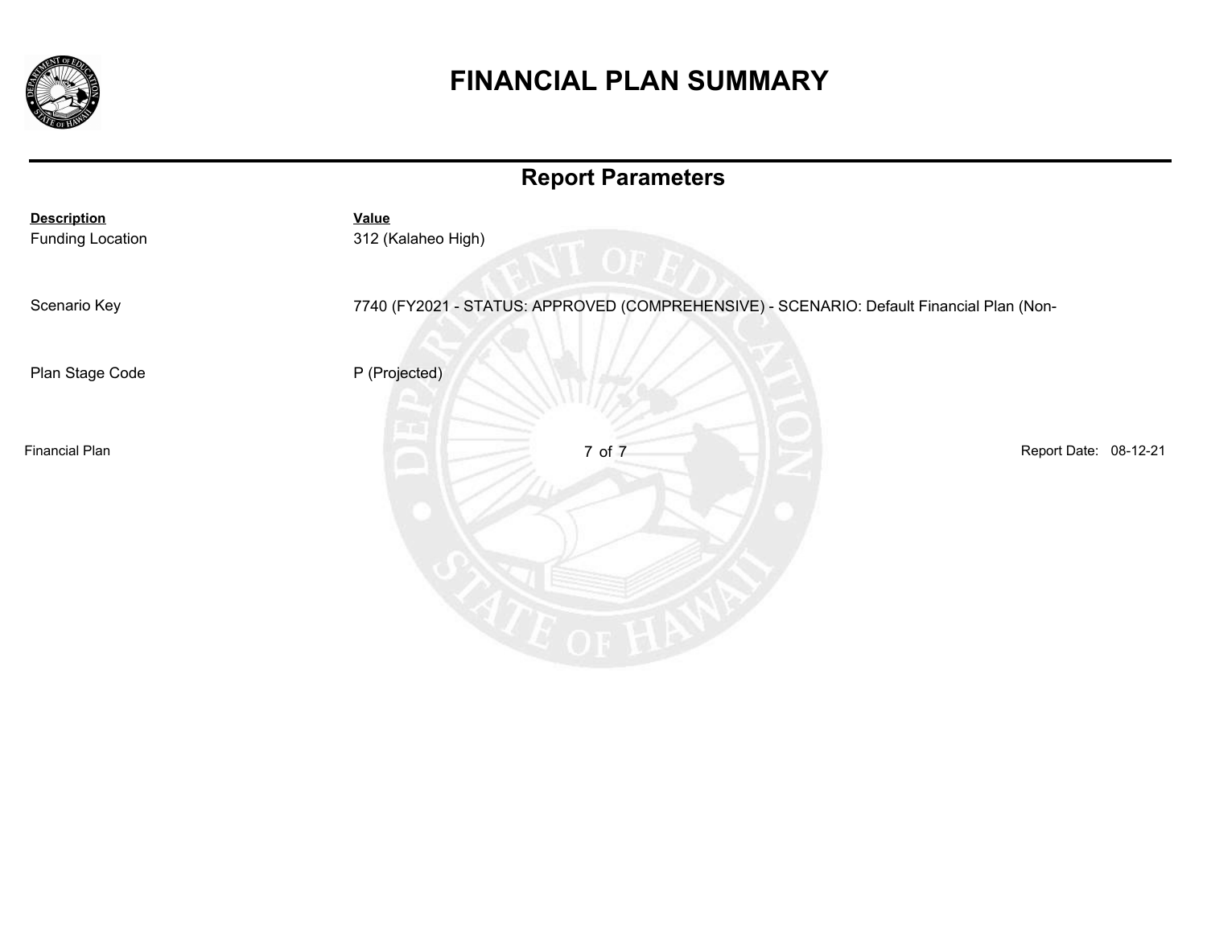# FINANCIAL PLAN SUMMARY

## Report Parameters

| Description | Value |
|---|---|
| Funding Location | 312 (Kalaheo High) |
| Scenario Key | 7740 (FY2021 - STATUS: APPROVED (COMPREHENSIVE) - SCENARIO: Default Financial Plan (Non- |
| Plan Stage Code | P (Projected) |